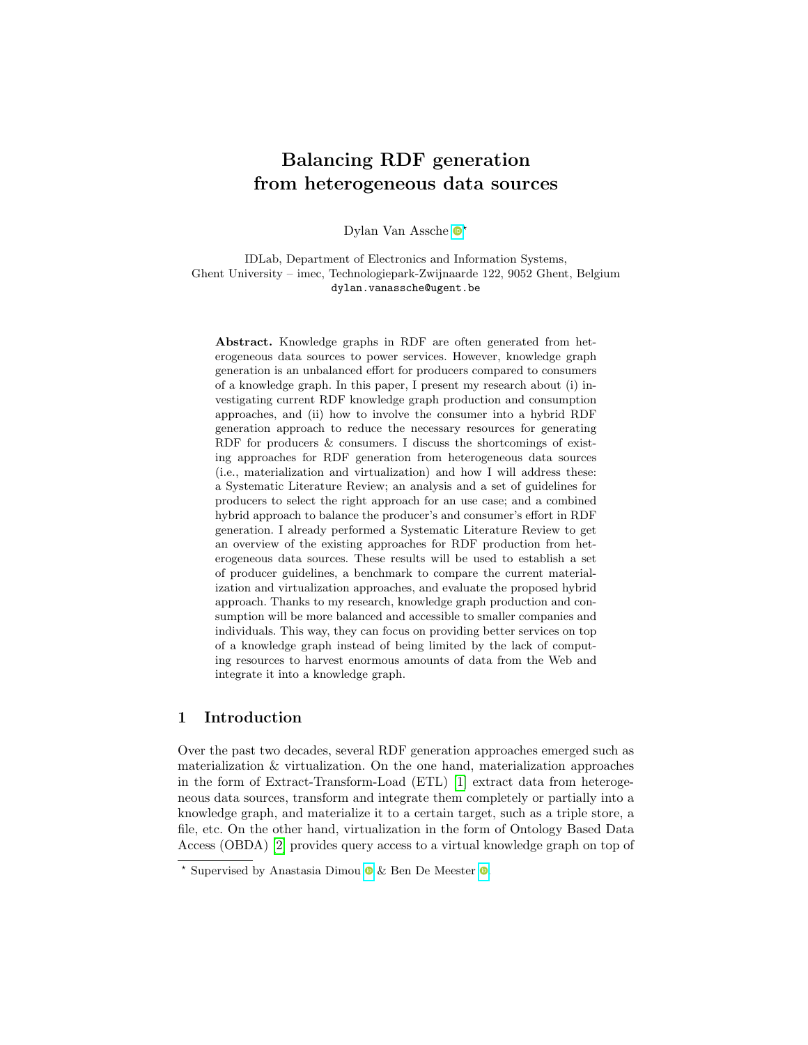# Balancing RDF generation from heterogeneous data sources

Dylan Van Assche [*]

IDLab, Department of Electronics and Information Systems,
Ghent University – imec, Technologiepark-Zwijnaarde 122, 9052 Ghent, Belgium
dylan.vanassche@ugent.be

**Abstract.** Knowledge graphs in RDF are often generated from heterogeneous data sources to power services. However, knowledge graph generation is an unbalanced effort for producers compared to consumers of a knowledge graph. In this paper, I present my research about (i) investigating current RDF knowledge graph production and consumption approaches, and (ii) how to involve the consumer into a hybrid RDF generation approach to reduce the necessary resources for generating RDF for producers & consumers. I discuss the shortcomings of existing approaches for RDF generation from heterogeneous data sources (i.e., materialization and virtualization) and how I will address these: a Systematic Literature Review; an analysis and a set of guidelines for producers to select the right approach for an use case; and a combined hybrid approach to balance the producer's and consumer's effort in RDF generation. I already performed a Systematic Literature Review to get an overview of the existing approaches for RDF production from heterogeneous data sources. These results will be used to establish a set of producer guidelines, a benchmark to compare the current materialization and virtualization approaches, and evaluate the proposed hybrid approach. Thanks to my research, knowledge graph production and consumption will be more balanced and accessible to smaller companies and individuals. This way, they can focus on providing better services on top of a knowledge graph instead of being limited by the lack of computing resources to harvest enormous amounts of data from the Web and integrate it into a knowledge graph.

## 1 Introduction

Over the past two decades, several RDF generation approaches emerged such as materialization & virtualization. On the one hand, materialization approaches in the form of Extract-Transform-Load (ETL) [1] extract data from heterogeneous data sources, transform and integrate them completely or partially into a knowledge graph, and materialize it to a certain target, such as a triple store, a file, etc. On the other hand, virtualization in the form of Ontology Based Data Access (OBDA) [2] provides query access to a virtual knowledge graph on top of

[*] Supervised by Anastasia Dimou & Ben De Meester.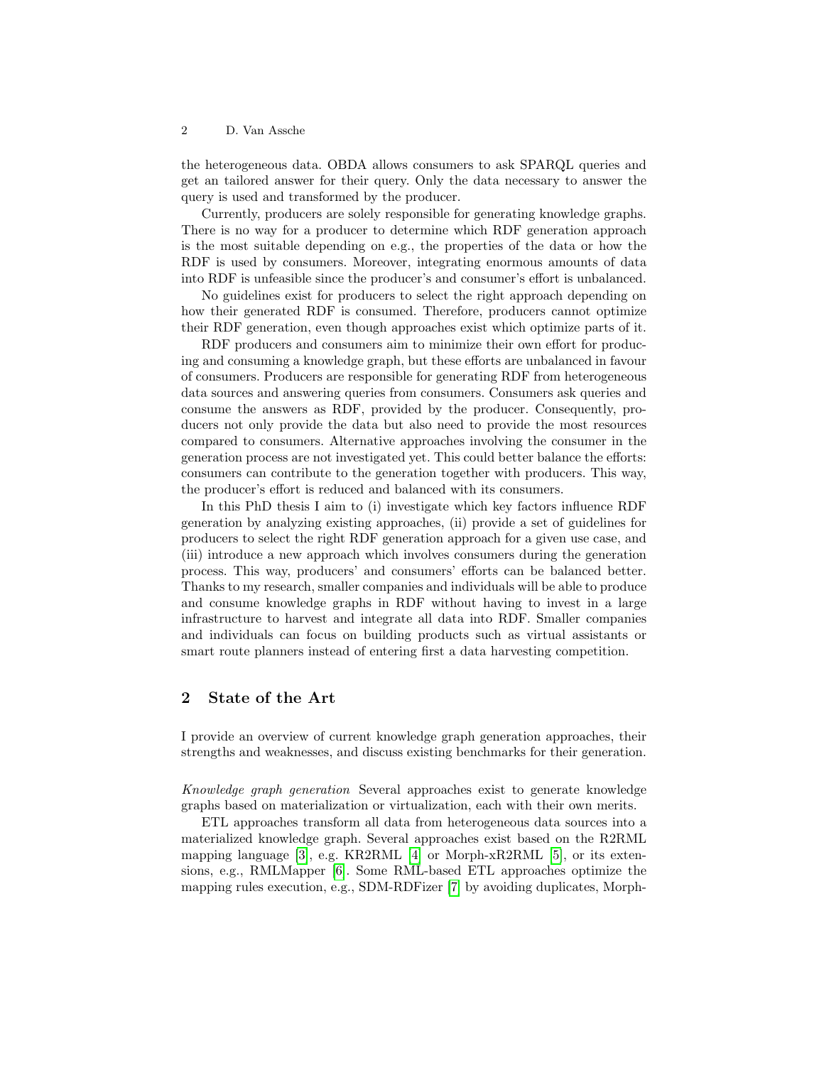the heterogeneous data. OBDA allows consumers to ask SPARQL queries and get an tailored answer for their query. Only the data necessary to answer the query is used and transformed by the producer.

Currently, producers are solely responsible for generating knowledge graphs. There is no way for a producer to determine which RDF generation approach is the most suitable depending on e.g., the properties of the data or how the RDF is used by consumers. Moreover, integrating enormous amounts of data into RDF is unfeasible since the producer's and consumer's effort is unbalanced.

No guidelines exist for producers to select the right approach depending on how their generated RDF is consumed. Therefore, producers cannot optimize their RDF generation, even though approaches exist which optimize parts of it.

RDF producers and consumers aim to minimize their own effort for producing and consuming a knowledge graph, but these efforts are unbalanced in favour of consumers. Producers are responsible for generating RDF from heterogeneous data sources and answering queries from consumers. Consumers ask queries and consume the answers as RDF, provided by the producer. Consequently, producers not only provide the data but also need to provide the most resources compared to consumers. Alternative approaches involving the consumer in the generation process are not investigated yet. This could better balance the efforts: consumers can contribute to the generation together with producers. This way, the producer's effort is reduced and balanced with its consumers.

In this PhD thesis I aim to (i) investigate which key factors influence RDF generation by analyzing existing approaches, (ii) provide a set of guidelines for producers to select the right RDF generation approach for a given use case, and (iii) introduce a new approach which involves consumers during the generation process. This way, producers' and consumers' efforts can be balanced better. Thanks to my research, smaller companies and individuals will be able to produce and consume knowledge graphs in RDF without having to invest in a large infrastructure to harvest and integrate all data into RDF. Smaller companies and individuals can focus on building products such as virtual assistants or smart route planners instead of entering first a data harvesting competition.

## 2 State of the Art

I provide an overview of current knowledge graph generation approaches, their strengths and weaknesses, and discuss existing benchmarks for their generation.

*Knowledge graph generation* Several approaches exist to generate knowledge graphs based on materialization or virtualization, each with their own merits.

ETL approaches transform all data from heterogeneous data sources into a materialized knowledge graph. Several approaches exist based on the R2RML mapping language [3], e.g. KR2RML [4] or Morph-xR2RML [5], or its extensions, e.g., RMLMapper [6]. Some RML-based ETL approaches optimize the mapping rules execution, e.g., SDM-RDFizer [7] by avoiding duplicates, Morph-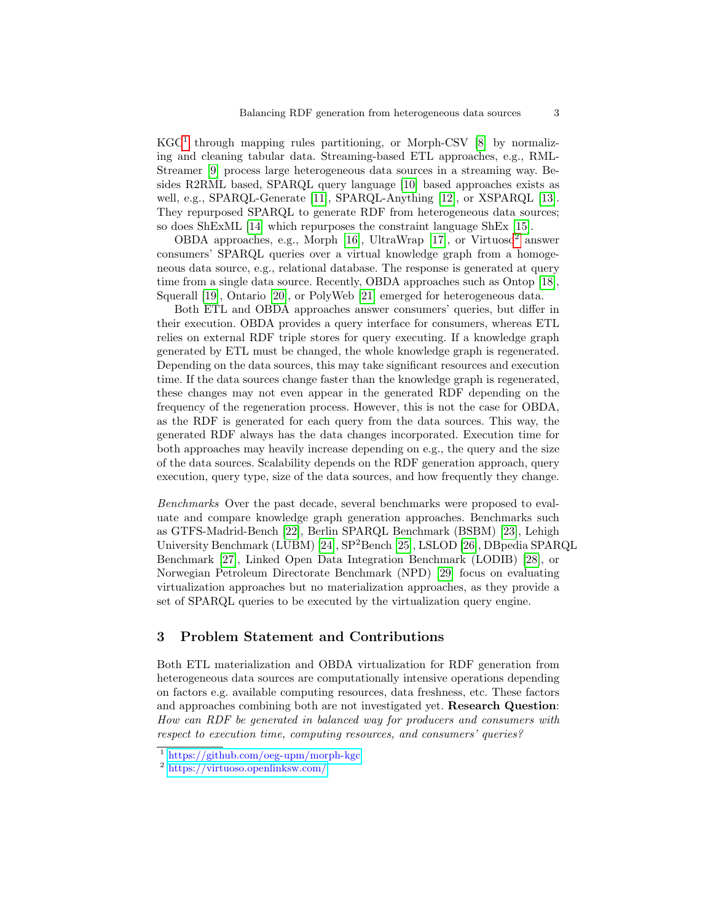KGC[1] through mapping rules partitioning, or Morph-CSV [8] by normalizing and cleaning tabular data. Streaming-based ETL approaches, e.g., RML-Streamer [9] process large heterogeneous data sources in a streaming way. Besides R2RML based, SPARQL query language [10] based approaches exists as well, e.g., SPARQL-Generate [11], SPARQL-Anything [12], or XSPARQL [13]. They repurposed SPARQL to generate RDF from heterogeneous data sources; so does ShExML [14] which repurposes the constraint language ShEx [15].

OBDA approaches, e.g., Morph [16], UltraWrap [17], or Virtuoso[2] answer consumers' SPARQL queries over a virtual knowledge graph from a homogeneous data source, e.g., relational database. The response is generated at query time from a single data source. Recently, OBDA approaches such as Ontop [18], Squerall [19], Ontario [20], or PolyWeb [21] emerged for heterogeneous data.

Both ETL and OBDA approaches answer consumers' queries, but differ in their execution. OBDA provides a query interface for consumers, whereas ETL relies on external RDF triple stores for query executing. If a knowledge graph generated by ETL must be changed, the whole knowledge graph is regenerated. Depending on the data sources, this may take significant resources and execution time. If the data sources change faster than the knowledge graph is regenerated, these changes may not even appear in the generated RDF depending on the frequency of the regeneration process. However, this is not the case for OBDA, as the RDF is generated for each query from the data sources. This way, the generated RDF always has the data changes incorporated. Execution time for both approaches may heavily increase depending on e.g., the query and the size of the data sources. Scalability depends on the RDF generation approach, query execution, query type, size of the data sources, and how frequently they change.

*Benchmarks* Over the past decade, several benchmarks were proposed to evaluate and compare knowledge graph generation approaches. Benchmarks such as GTFS-Madrid-Bench [22], Berlin SPARQL Benchmark (BSBM) [23], Lehigh University Benchmark (LUBM) [24], SP$^2$Bench [25], LSLOD [26], DBpedia SPARQL Benchmark [27], Linked Open Data Integration Benchmark (LODIB) [28], or Norwegian Petroleum Directorate Benchmark (NPD) [29] focus on evaluating virtualization approaches but no materialization approaches, as they provide a set of SPARQL queries to be executed by the virtualization query engine.

## 3 Problem Statement and Contributions

Both ETL materialization and OBDA virtualization for RDF generation from heterogeneous data sources are computationally intensive operations depending on factors e.g. available computing resources, data freshness, etc. These factors and approaches combining both are not investigated yet. **Research Question**: *How can RDF be generated in balanced way for producers and consumers with respect to execution time, computing resources, and consumers' queries?*

[1] https://github.com/oeg-upm/morph-kgc

[2] https://virtuoso.openlinksw.com/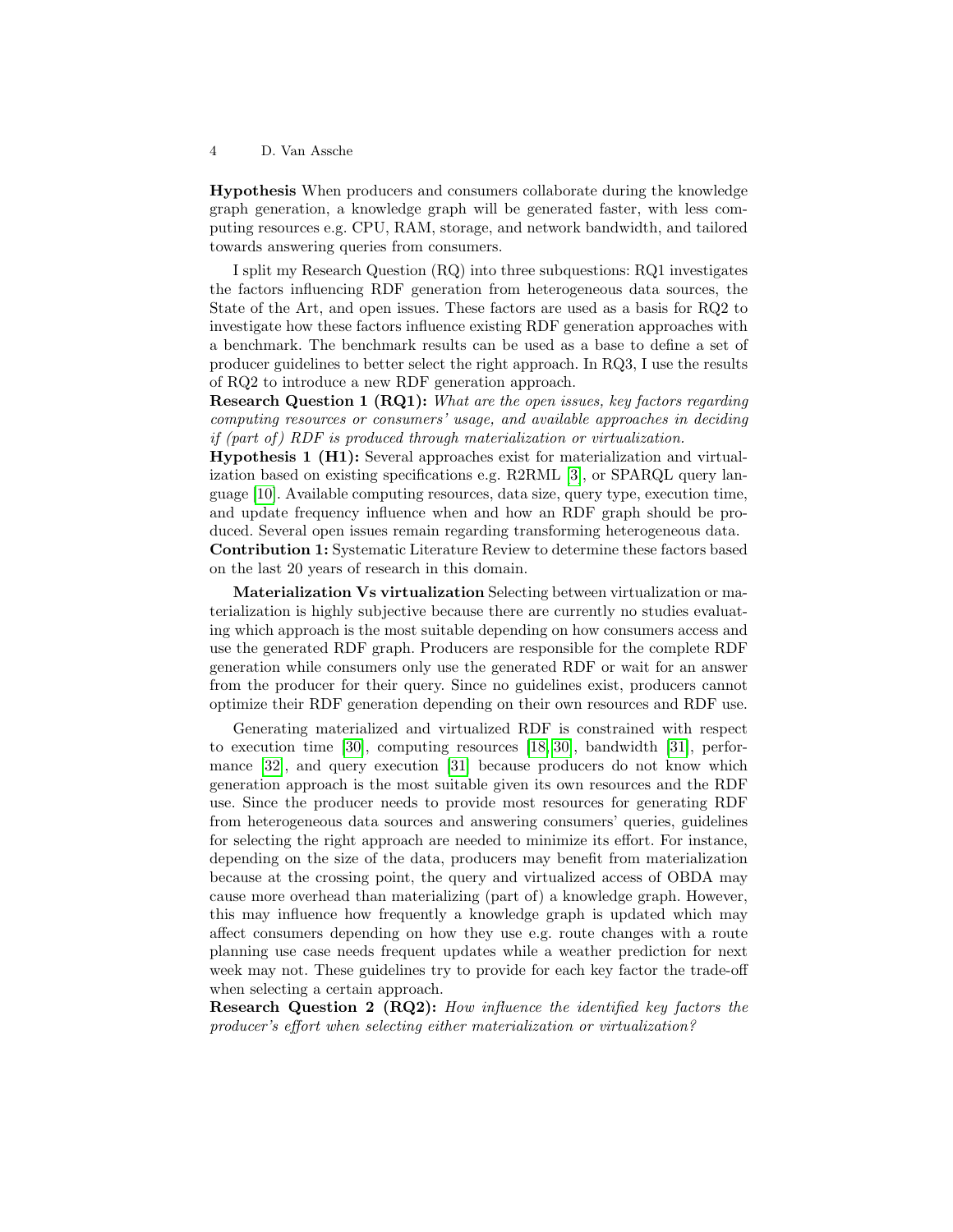**Hypothesis** When producers and consumers collaborate during the knowledge graph generation, a knowledge graph will be generated faster, with less computing resources e.g. CPU, RAM, storage, and network bandwidth, and tailored towards answering queries from consumers.

I split my Research Question (RQ) into three subquestions: RQ1 investigates the factors influencing RDF generation from heterogeneous data sources, the State of the Art, and open issues. These factors are used as a basis for RQ2 to investigate how these factors influence existing RDF generation approaches with a benchmark. The benchmark results can be used as a base to define a set of producer guidelines to better select the right approach. In RQ3, I use the results of RQ2 to introduce a new RDF generation approach.

**Research Question 1 (RQ1):** *What are the open issues, key factors regarding computing resources or consumers' usage, and available approaches in deciding if (part of) RDF is produced through materialization or virtualization.*

**Hypothesis 1 (H1):** Several approaches exist for materialization and virtualization based on existing specifications e.g. R2RML [3], or SPARQL query language [10]. Available computing resources, data size, query type, execution time, and update frequency influence when and how an RDF graph should be produced. Several open issues remain regarding transforming heterogeneous data.

**Contribution 1:** Systematic Literature Review to determine these factors based on the last 20 years of research in this domain.

**Materialization Vs virtualization** Selecting between virtualization or materialization is highly subjective because there are currently no studies evaluating which approach is the most suitable depending on how consumers access and use the generated RDF graph. Producers are responsible for the complete RDF generation while consumers only use the generated RDF or wait for an answer from the producer for their query. Since no guidelines exist, producers cannot optimize their RDF generation depending on their own resources and RDF use.

Generating materialized and virtualized RDF is constrained with respect to execution time [30], computing resources [18,30], bandwidth [31], performance [32], and query execution [31] because producers do not know which generation approach is the most suitable given its own resources and the RDF use. Since the producer needs to provide most resources for generating RDF from heterogeneous data sources and answering consumers' queries, guidelines for selecting the right approach are needed to minimize its effort. For instance, depending on the size of the data, producers may benefit from materialization because at the crossing point, the query and virtualized access of OBDA may cause more overhead than materializing (part of) a knowledge graph. However, this may influence how frequently a knowledge graph is updated which may affect consumers depending on how they use e.g. route changes with a route planning use case needs frequent updates while a weather prediction for next week may not. These guidelines try to provide for each key factor the trade-off when selecting a certain approach.

**Research Question 2 (RQ2):** *How influence the identified key factors the producer's effort when selecting either materialization or virtualization?*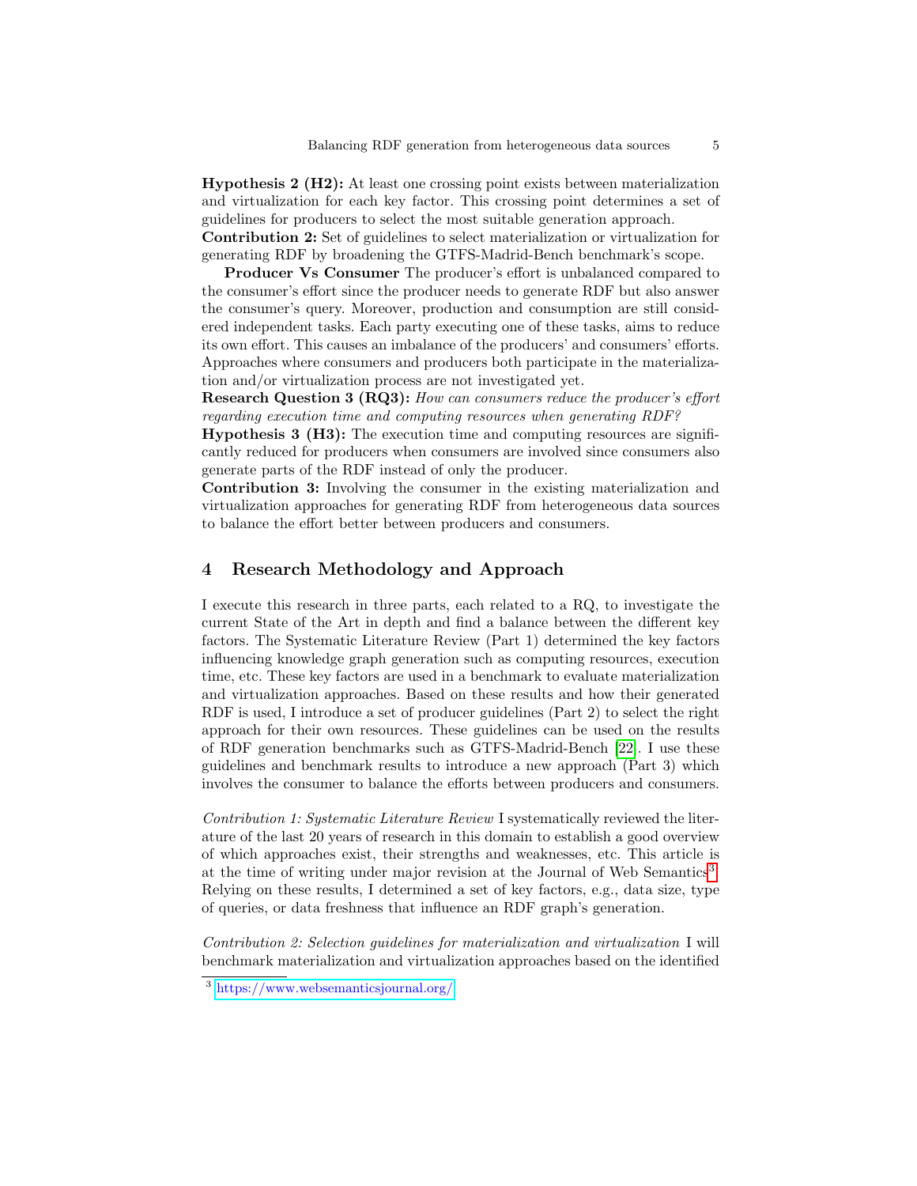**Hypothesis 2 (H2):** At least one crossing point exists between materialization and virtualization for each key factor. This crossing point determines a set of guidelines for producers to select the most suitable generation approach.
**Contribution 2:** Set of guidelines to select materialization or virtualization for generating RDF by broadening the GTFS-Madrid-Bench benchmark's scope.

**Producer Vs Consumer** The producer's effort is unbalanced compared to the consumer's effort since the producer needs to generate RDF but also answer the consumer's query. Moreover, production and consumption are still considered independent tasks. Each party executing one of these tasks, aims to reduce its own effort. This causes an imbalance of the producers' and consumers' efforts. Approaches where consumers and producers both participate in the materialization and/or virtualization process are not investigated yet.
**Research Question 3 (RQ3):** *How can consumers reduce the producer's effort regarding execution time and computing resources when generating RDF?*
**Hypothesis 3 (H3):** The execution time and computing resources are significantly reduced for producers when consumers are involved since consumers also generate parts of the RDF instead of only the producer.
**Contribution 3:** Involving the consumer in the existing materialization and virtualization approaches for generating RDF from heterogeneous data sources to balance the effort better between producers and consumers.

## 4 Research Methodology and Approach

I execute this research in three parts, each related to a RQ, to investigate the current State of the Art in depth and find a balance between the different key factors. The Systematic Literature Review (Part 1) determined the key factors influencing knowledge graph generation such as computing resources, execution time, etc. These key factors are used in a benchmark to evaluate materialization and virtualization approaches. Based on these results and how their generated RDF is used, I introduce a set of producer guidelines (Part 2) to select the right approach for their own resources. These guidelines can be used on the results of RDF generation benchmarks such as GTFS-Madrid-Bench [22]. I use these guidelines and benchmark results to introduce a new approach (Part 3) which involves the consumer to balance the efforts between producers and consumers.

*Contribution 1: Systematic Literature Review* I systematically reviewed the literature of the last 20 years of research in this domain to establish a good overview of which approaches exist, their strengths and weaknesses, etc. This article is at the time of writing under major revision at the Journal of Web Semantics[3]. Relying on these results, I determined a set of key factors, e.g., data size, type of queries, or data freshness that influence an RDF graph's generation.

*Contribution 2: Selection guidelines for materialization and virtualization* I will benchmark materialization and virtualization approaches based on the identified

[3] https://www.websemanticsjournal.org/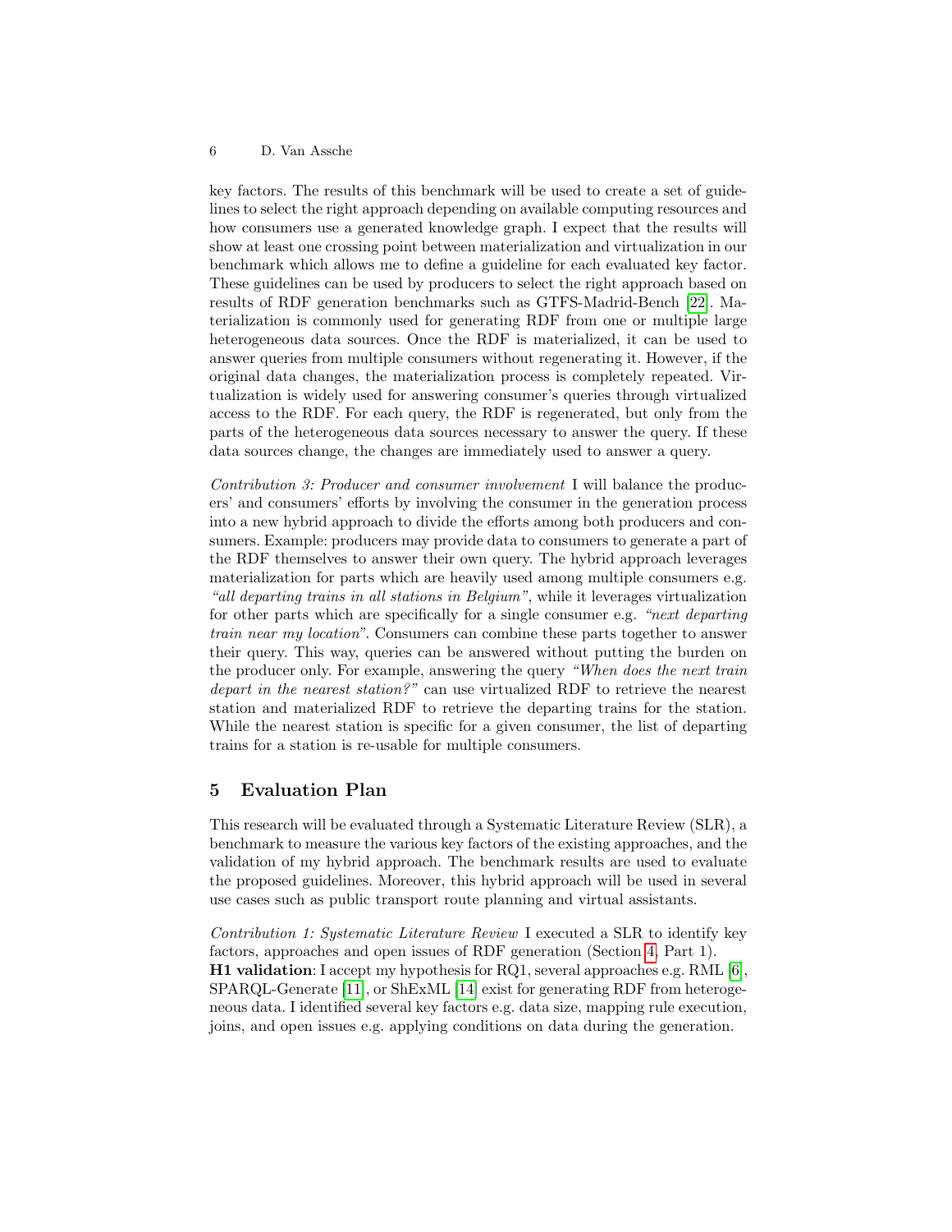key factors. The results of this benchmark will be used to create a set of guidelines to select the right approach depending on available computing resources and how consumers use a generated knowledge graph. I expect that the results will show at least one crossing point between materialization and virtualization in our benchmark which allows me to define a guideline for each evaluated key factor. These guidelines can be used by producers to select the right approach based on results of RDF generation benchmarks such as GTFS-Madrid-Bench [22]. Materialization is commonly used for generating RDF from one or multiple large heterogeneous data sources. Once the RDF is materialized, it can be used to answer queries from multiple consumers without regenerating it. However, if the original data changes, the materialization process is completely repeated. Virtualization is widely used for answering consumer's queries through virtualized access to the RDF. For each query, the RDF is regenerated, but only from the parts of the heterogeneous data sources necessary to answer the query. If these data sources change, the changes are immediately used to answer a query.

*Contribution 3: Producer and consumer involvement* I will balance the producers' and consumers' efforts by involving the consumer in the generation process into a new hybrid approach to divide the efforts among both producers and consumers. Example: producers may provide data to consumers to generate a part of the RDF themselves to answer their own query. The hybrid approach leverages materialization for parts which are heavily used among multiple consumers e.g. *"all departing trains in all stations in Belgium"*, while it leverages virtualization for other parts which are specifically for a single consumer e.g. *"next departing train near my location"*. Consumers can combine these parts together to answer their query. This way, queries can be answered without putting the burden on the producer only. For example, answering the query *"When does the next train depart in the nearest station?"* can use virtualized RDF to retrieve the nearest station and materialized RDF to retrieve the departing trains for the station. While the nearest station is specific for a given consumer, the list of departing trains for a station is re-usable for multiple consumers.

## 5 Evaluation Plan

This research will be evaluated through a Systematic Literature Review (SLR), a benchmark to measure the various key factors of the existing approaches, and the validation of my hybrid approach. The benchmark results are used to evaluate the proposed guidelines. Moreover, this hybrid approach will be used in several use cases such as public transport route planning and virtual assistants.

*Contribution 1: Systematic Literature Review* I executed a SLR to identify key factors, approaches and open issues of RDF generation (Section 4, Part 1).
**H1 validation**: I accept my hypothesis for RQ1, several approaches e.g. RML [6], SPARQL-Generate [11], or ShExML [14] exist for generating RDF from heterogeneous data. I identified several key factors e.g. data size, mapping rule execution, joins, and open issues e.g. applying conditions on data during the generation.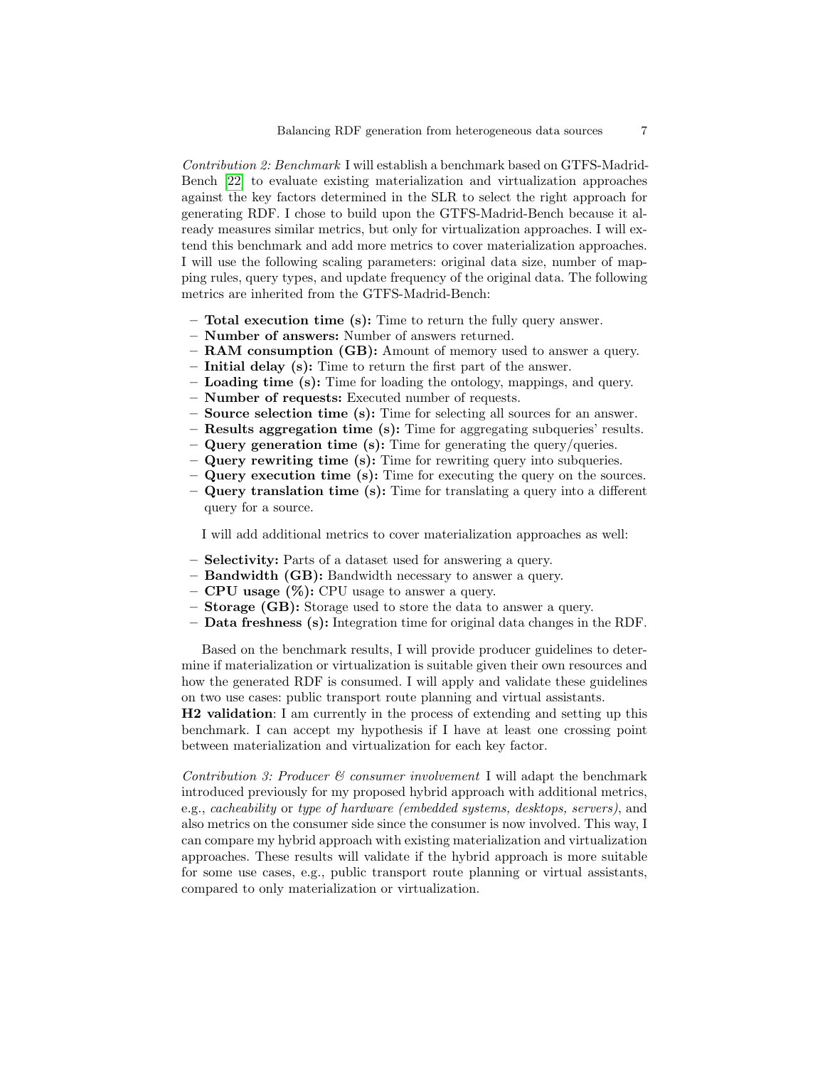*Contribution 2: Benchmark* I will establish a benchmark based on GTFS-Madrid-Bench [22] to evaluate existing materialization and virtualization approaches against the key factors determined in the SLR to select the right approach for generating RDF. I chose to build upon the GTFS-Madrid-Bench because it already measures similar metrics, but only for virtualization approaches. I will extend this benchmark and add more metrics to cover materialization approaches. I will use the following scaling parameters: original data size, number of mapping rules, query types, and update frequency of the original data. The following metrics are inherited from the GTFS-Madrid-Bench:

- **Total execution time (s):** Time to return the fully query answer.
- **Number of answers:** Number of answers returned.
- **RAM consumption (GB):** Amount of memory used to answer a query.
- **Initial delay (s):** Time to return the first part of the answer.
- **Loading time (s):** Time for loading the ontology, mappings, and query.
- **Number of requests:** Executed number of requests.
- **Source selection time (s):** Time for selecting all sources for an answer.
- **Results aggregation time (s):** Time for aggregating subqueries' results.
- **Query generation time (s):** Time for generating the query/queries.
- **Query rewriting time (s):** Time for rewriting query into subqueries.
- **Query execution time (s):** Time for executing the query on the sources.
- **Query translation time (s):** Time for translating a query into a different query for a source.

I will add additional metrics to cover materialization approaches as well:

- **Selectivity:** Parts of a dataset used for answering a query.
- **Bandwidth (GB):** Bandwidth necessary to answer a query.
- **CPU usage (%):** CPU usage to answer a query.
- **Storage (GB):** Storage used to store the data to answer a query.
- **Data freshness (s):** Integration time for original data changes in the RDF.

Based on the benchmark results, I will provide producer guidelines to determine if materialization or virtualization is suitable given their own resources and how the generated RDF is consumed. I will apply and validate these guidelines on two use cases: public transport route planning and virtual assistants.
**H2 validation**: I am currently in the process of extending and setting up this benchmark. I can accept my hypothesis if I have at least one crossing point between materialization and virtualization for each key factor.

*Contribution 3: Producer & consumer involvement* I will adapt the benchmark introduced previously for my proposed hybrid approach with additional metrics, e.g., *cacheability* or *type of hardware (embedded systems, desktops, servers)*, and also metrics on the consumer side since the consumer is now involved. This way, I can compare my hybrid approach with existing materialization and virtualization approaches. These results will validate if the hybrid approach is more suitable for some use cases, e.g., public transport route planning or virtual assistants, compared to only materialization or virtualization.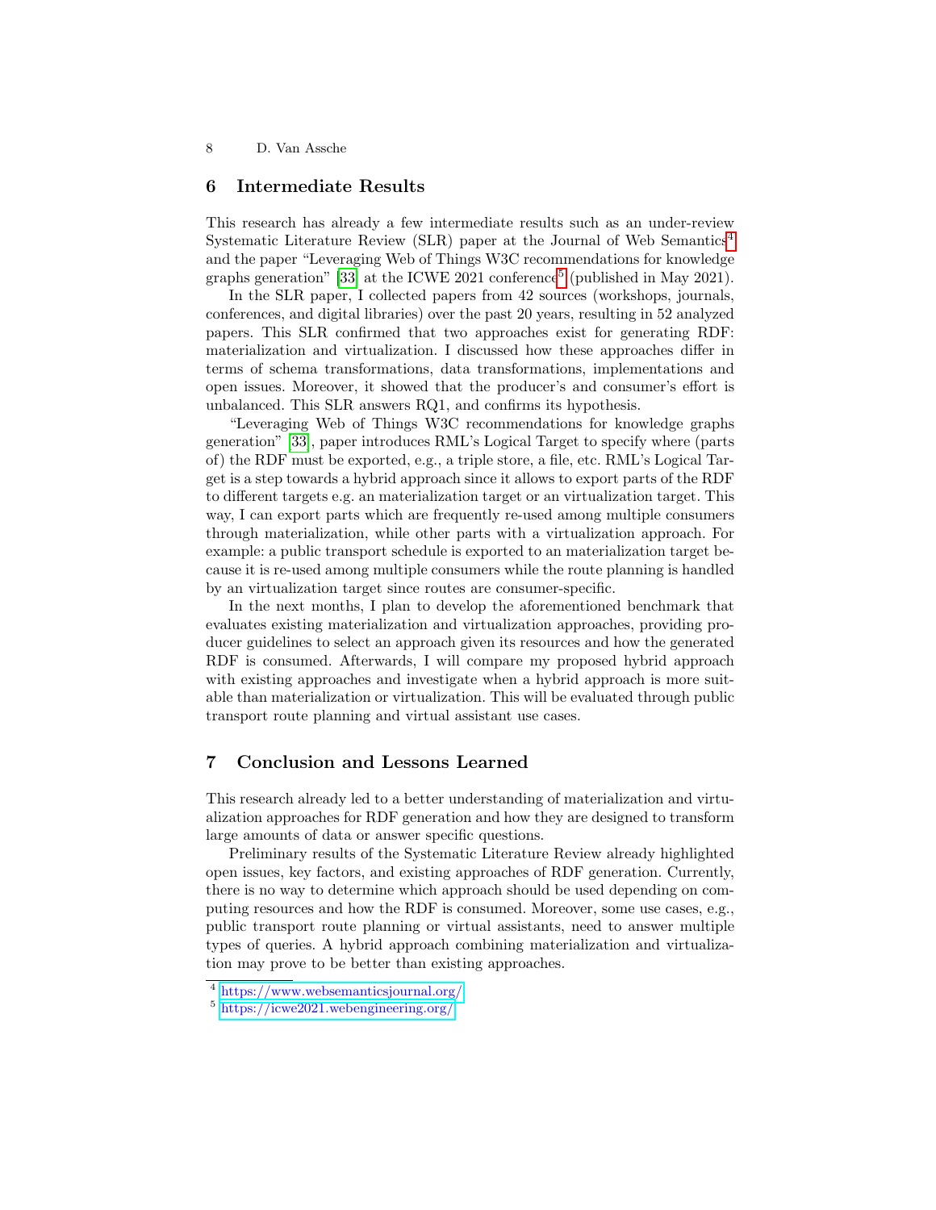## 6 Intermediate Results

This research has already a few intermediate results such as an under-review Systematic Literature Review (SLR) paper at the Journal of Web Semantics[4] and the paper "Leveraging Web of Things W3C recommendations for knowledge graphs generation" [33] at the ICWE 2021 conference[5] (published in May 2021).

In the SLR paper, I collected papers from 42 sources (workshops, journals, conferences, and digital libraries) over the past 20 years, resulting in 52 analyzed papers. This SLR confirmed that two approaches exist for generating RDF: materialization and virtualization. I discussed how these approaches differ in terms of schema transformations, data transformations, implementations and open issues. Moreover, it showed that the producer's and consumer's effort is unbalanced. This SLR answers RQ1, and confirms its hypothesis.

"Leveraging Web of Things W3C recommendations for knowledge graphs generation" [33], paper introduces RML's Logical Target to specify where (parts of) the RDF must be exported, e.g., a triple store, a file, etc. RML's Logical Target is a step towards a hybrid approach since it allows to export parts of the RDF to different targets e.g. an materialization target or an virtualization target. This way, I can export parts which are frequently re-used among multiple consumers through materialization, while other parts with a virtualization approach. For example: a public transport schedule is exported to an materialization target because it is re-used among multiple consumers while the route planning is handled by an virtualization target since routes are consumer-specific.

In the next months, I plan to develop the aforementioned benchmark that evaluates existing materialization and virtualization approaches, providing producer guidelines to select an approach given its resources and how the generated RDF is consumed. Afterwards, I will compare my proposed hybrid approach with existing approaches and investigate when a hybrid approach is more suitable than materialization or virtualization. This will be evaluated through public transport route planning and virtual assistant use cases.

## 7 Conclusion and Lessons Learned

This research already led to a better understanding of materialization and virtualization approaches for RDF generation and how they are designed to transform large amounts of data or answer specific questions.

Preliminary results of the Systematic Literature Review already highlighted open issues, key factors, and existing approaches of RDF generation. Currently, there is no way to determine which approach should be used depending on computing resources and how the RDF is consumed. Moreover, some use cases, e.g., public transport route planning or virtual assistants, need to answer multiple types of queries. A hybrid approach combining materialization and virtualization may prove to be better than existing approaches.

[4] https://www.websemanticsjournal.org/

[5] https://icwe2021.webengineering.org/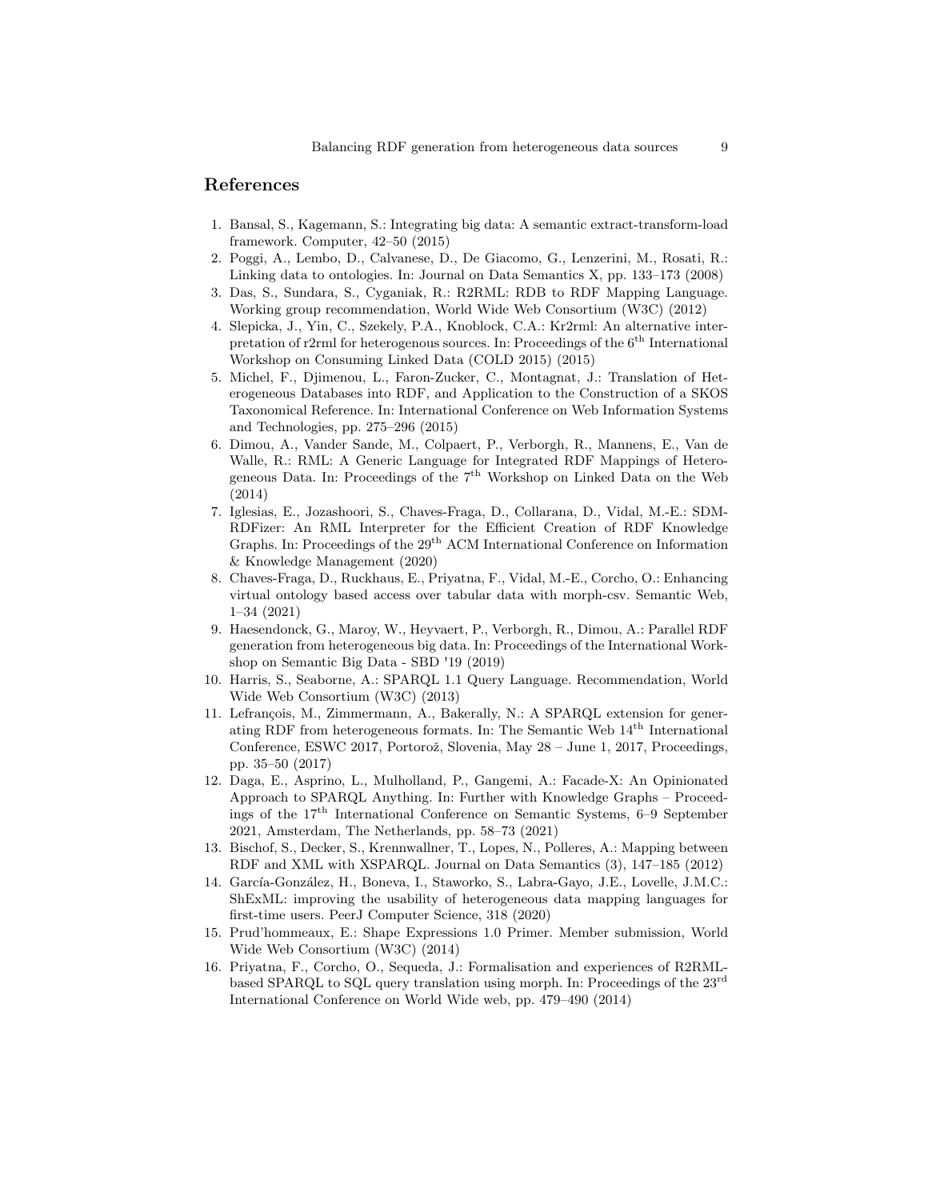## References

1. Bansal, S., Kagemann, S.: Integrating big data: A semantic extract-transform-load framework. Computer, 42–50 (2015)
2. Poggi, A., Lembo, D., Calvanese, D., De Giacomo, G., Lenzerini, M., Rosati, R.: Linking data to ontologies. In: Journal on Data Semantics X, pp. 133–173 (2008)
3. Das, S., Sundara, S., Cyganiak, R.: R2RML: RDB to RDF Mapping Language. Working group recommendation, World Wide Web Consortium (W3C) (2012)
4. Slepicka, J., Yin, C., Szekely, P.A., Knoblock, C.A.: Kr2rml: An alternative interpretation of r2rml for heterogenous sources. In: Proceedings of the 6th International Workshop on Consuming Linked Data (COLD 2015) (2015)
5. Michel, F., Djimenou, L., Faron-Zucker, C., Montagnat, J.: Translation of Heterogeneous Databases into RDF, and Application to the Construction of a SKOS Taxonomical Reference. In: International Conference on Web Information Systems and Technologies, pp. 275–296 (2015)
6. Dimou, A., Vander Sande, M., Colpaert, P., Verborgh, R., Mannens, E., Van de Walle, R.: RML: A Generic Language for Integrated RDF Mappings of Heterogeneous Data. In: Proceedings of the 7th Workshop on Linked Data on the Web (2014)
7. Iglesias, E., Jozashoori, S., Chaves-Fraga, D., Collarana, D., Vidal, M.-E.: SDM-RDFizer: An RML Interpreter for the Efficient Creation of RDF Knowledge Graphs. In: Proceedings of the 29th ACM International Conference on Information & Knowledge Management (2020)
8. Chaves-Fraga, D., Ruckhaus, E., Priyatna, F., Vidal, M.-E., Corcho, O.: Enhancing virtual ontology based access over tabular data with morph-csv. Semantic Web, 1–34 (2021)
9. Haesendonck, G., Maroy, W., Heyvaert, P., Verborgh, R., Dimou, A.: Parallel RDF generation from heterogeneous big data. In: Proceedings of the International Workshop on Semantic Big Data - SBD '19 (2019)
10. Harris, S., Seaborne, A.: SPARQL 1.1 Query Language. Recommendation, World Wide Web Consortium (W3C) (2013)
11. Lefrançois, M., Zimmermann, A., Bakerally, N.: A SPARQL extension for generating RDF from heterogeneous formats. In: The Semantic Web 14th International Conference, ESWC 2017, Portorož, Slovenia, May 28 – June 1, 2017, Proceedings, pp. 35–50 (2017)
12. Daga, E., Asprino, L., Mulholland, P., Gangemi, A.: Facade-X: An Opinionated Approach to SPARQL Anything. In: Further with Knowledge Graphs – Proceedings of the 17th International Conference on Semantic Systems, 6–9 September 2021, Amsterdam, The Netherlands, pp. 58–73 (2021)
13. Bischof, S., Decker, S., Krennwallner, T., Lopes, N., Polleres, A.: Mapping between RDF and XML with XSPARQL. Journal on Data Semantics (3), 147–185 (2012)
14. García-González, H., Boneva, I., Staworko, S., Labra-Gayo, J.E., Lovelle, J.M.C.: ShExML: improving the usability of heterogeneous data mapping languages for first-time users. PeerJ Computer Science, 318 (2020)
15. Prud'hommeaux, E.: Shape Expressions 1.0 Primer. Member submission, World Wide Web Consortium (W3C) (2014)
16. Priyatna, F., Corcho, O., Sequeda, J.: Formalisation and experiences of R2RML-based SPARQL to SQL query translation using morph. In: Proceedings of the 23rd International Conference on World Wide web, pp. 479–490 (2014)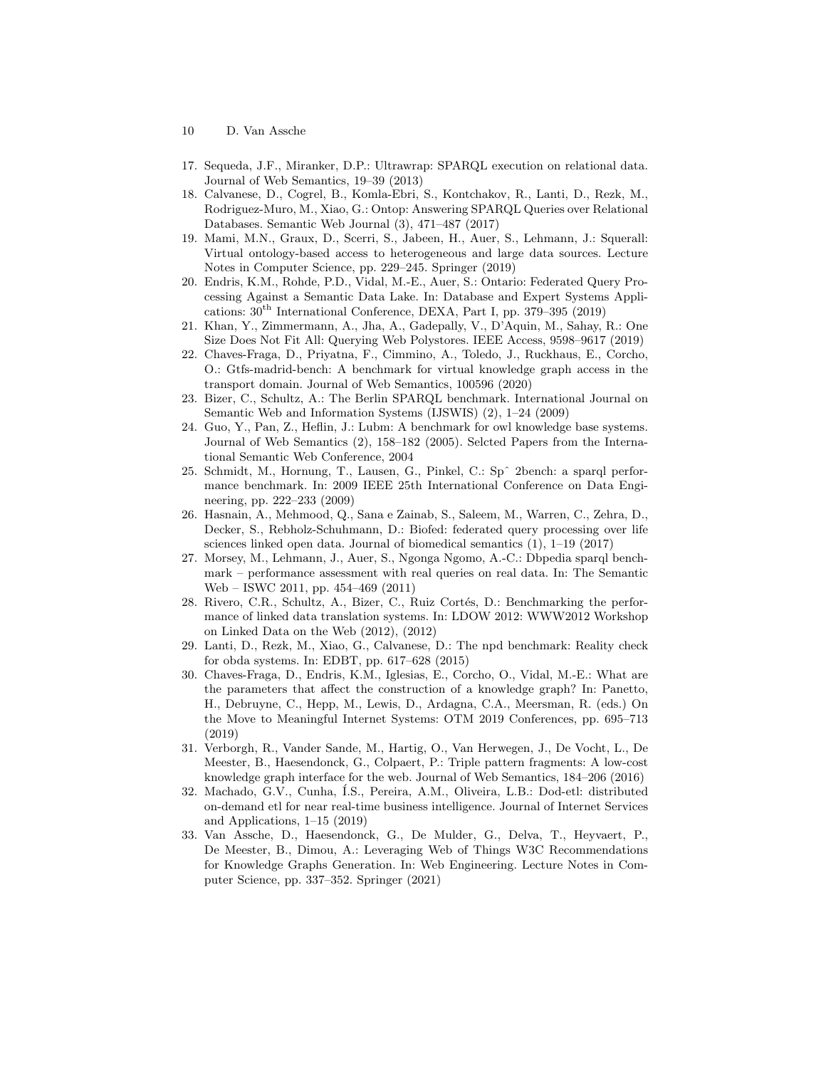17. Sequeda, J.F., Miranker, D.P.: Ultrawrap: SPARQL execution on relational data. Journal of Web Semantics, 19–39 (2013)
18. Calvanese, D., Cogrel, B., Komla-Ebri, S., Kontchakov, R., Lanti, D., Rezk, M., Rodriguez-Muro, M., Xiao, G.: Ontop: Answering SPARQL Queries over Relational Databases. Semantic Web Journal (3), 471–487 (2017)
19. Mami, M.N., Graux, D., Scerri, S., Jabeen, H., Auer, S., Lehmann, J.: Squerall: Virtual ontology-based access to heterogeneous and large data sources. Lecture Notes in Computer Science, pp. 229–245. Springer (2019)
20. Endris, K.M., Rohde, P.D., Vidal, M.-E., Auer, S.: Ontario: Federated Query Processing Against a Semantic Data Lake. In: Database and Expert Systems Applications: 30th International Conference, DEXA, Part I, pp. 379–395 (2019)
21. Khan, Y., Zimmermann, A., Jha, A., Gadepally, V., D'Aquin, M., Sahay, R.: One Size Does Not Fit All: Querying Web Polystores. IEEE Access, 9598–9617 (2019)
22. Chaves-Fraga, D., Priyatna, F., Cimmino, A., Toledo, J., Ruckhaus, E., Corcho, O.: Gtfs-madrid-bench: A benchmark for virtual knowledge graph access in the transport domain. Journal of Web Semantics, 100596 (2020)
23. Bizer, C., Schultz, A.: The Berlin SPARQL benchmark. International Journal on Semantic Web and Information Systems (IJSWIS) (2), 1–24 (2009)
24. Guo, Y., Pan, Z., Heflin, J.: Lubm: A benchmark for owl knowledge base systems. Journal of Web Semantics (2), 158–182 (2005). Selcted Papers from the International Semantic Web Conference, 2004
25. Schmidt, M., Hornung, T., Lausen, G., Pinkel, C.: Spˆ 2bench: a sparql performance benchmark. In: 2009 IEEE 25th International Conference on Data Engineering, pp. 222–233 (2009)
26. Hasnain, A., Mehmood, Q., Sana e Zainab, S., Saleem, M., Warren, C., Zehra, D., Decker, S., Rebholz-Schuhmann, D.: Biofed: federated query processing over life sciences linked open data. Journal of biomedical semantics (1), 1–19 (2017)
27. Morsey, M., Lehmann, J., Auer, S., Ngonga Ngomo, A.-C.: Dbpedia sparql benchmark – performance assessment with real queries on real data. In: The Semantic Web – ISWC 2011, pp. 454–469 (2011)
28. Rivero, C.R., Schultz, A., Bizer, C., Ruiz Cortés, D.: Benchmarking the performance of linked data translation systems. In: LDOW 2012: WWW2012 Workshop on Linked Data on the Web (2012), (2012)
29. Lanti, D., Rezk, M., Xiao, G., Calvanese, D.: The npd benchmark: Reality check for obda systems. In: EDBT, pp. 617–628 (2015)
30. Chaves-Fraga, D., Endris, K.M., Iglesias, E., Corcho, O., Vidal, M.-E.: What are the parameters that affect the construction of a knowledge graph? In: Panetto, H., Debruyne, C., Hepp, M., Lewis, D., Ardagna, C.A., Meersman, R. (eds.) On the Move to Meaningful Internet Systems: OTM 2019 Conferences, pp. 695–713 (2019)
31. Verborgh, R., Vander Sande, M., Hartig, O., Van Herwegen, J., De Vocht, L., De Meester, B., Haesendonck, G., Colpaert, P.: Triple pattern fragments: A low-cost knowledge graph interface for the web. Journal of Web Semantics, 184–206 (2016)
32. Machado, G.V., Cunha, Í.S., Pereira, A.M., Oliveira, L.B.: Dod-etl: distributed on-demand etl for near real-time business intelligence. Journal of Internet Services and Applications, 1–15 (2019)
33. Van Assche, D., Haesendonck, G., De Mulder, G., Delva, T., Heyvaert, P., De Meester, B., Dimou, A.: Leveraging Web of Things W3C Recommendations for Knowledge Graphs Generation. In: Web Engineering. Lecture Notes in Computer Science, pp. 337–352. Springer (2021)